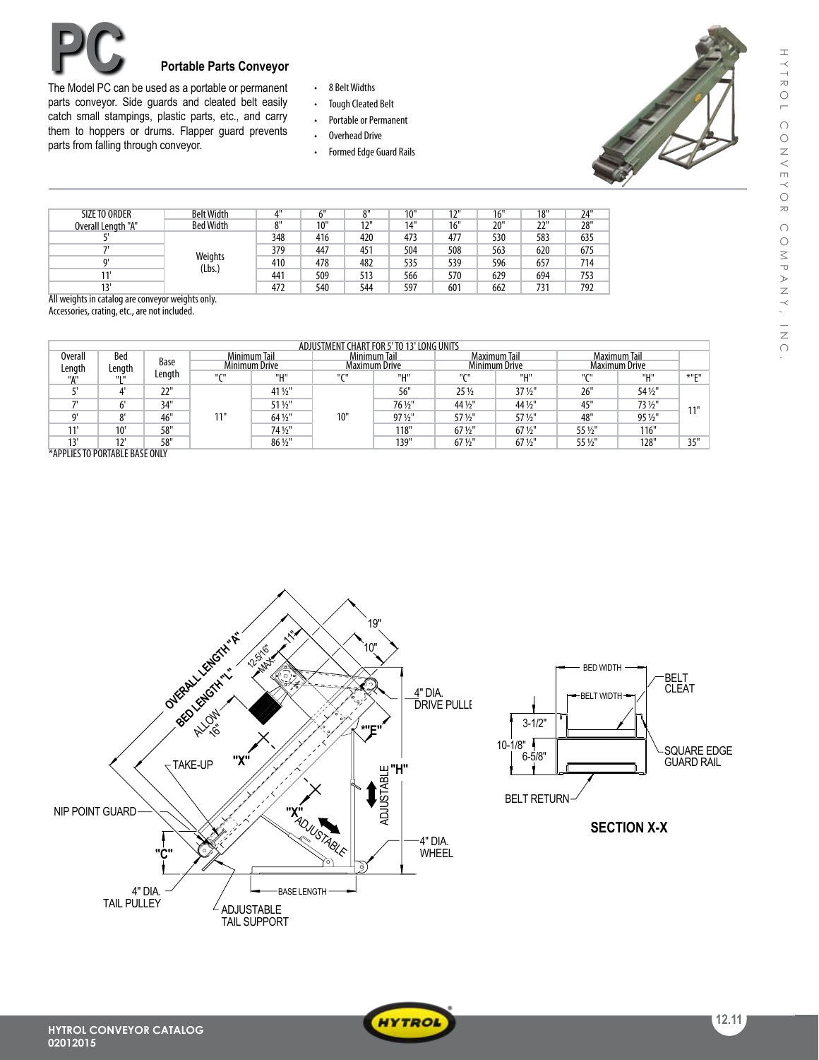# PC

## Portable Parts Conveyor

The Model PC can be used as a portable or permanent parts conveyor. Side guards and cleated belt easily catch small stampings, plastic parts, etc., and carry them to hoppers or drums. Flapper guard prevents parts from falling through conveyor.

- 8 Belt Widths
- Tough Cleated Belt
- Portable or Permanent
- Overhead Drive
- Formed Edge Guard Rails

| SIZE TO ORDER | Belt Width | 4" | 6" | 8" | 10" | 12" | 16" | 18" | 24" |
|---|---|---|---|---|---|---|---|---|---|
| Overall Length "A" | Bed Width | 8" | 10" | 12" | 14" | 16" | 20" | 22" | 28" |
| 5' | Weights (Lbs.) | 348 | 416 | 420 | 473 | 477 | 530 | 583 | 635 |
| 7' | | 379 | 447 | 451 | 504 | 508 | 563 | 620 | 675 |
| 9' | | 410 | 478 | 482 | 535 | 539 | 596 | 657 | 714 |
| 11' | | 441 | 509 | 513 | 566 | 570 | 629 | 694 | 753 |
| 13' | | 472 | 540 | 544 | 597 | 601 | 662 | 731 | 792 |

All weights in catalog are conveyor weights only.
Accessories, crating, etc., are not included.

ADJUSTMENT CHART FOR 5' TO 13' LONG UNITS

| Overall Length "A" | Bed Length "L" | Base Length | Minimum Tail Minimum Drive | | Minimum Tail Maximum Drive | | Maximum Tail Minimum Drive | | Maximum Tail Maximum Drive | | |
|---|---|---|---|---|---|---|---|---|---|---|---|
| | | | "C" | "H" | "C" | "H" | "C" | "H" | "C" | "H" | *"E" |
| 5' | 4' | 22" | 11" | 41 ½" | 10" | 56" | 25 ½ | 37 ½" | 26" | 54 ½" | 11" |
| 7' | 6' | 34" | | 51 ½" | | 76 ½" | 44 ½" | 44 ½" | 45" | 73 ½" | |
| 9' | 8' | 46" | | 64 ½" | | 97 ½" | 57 ½" | 57 ½" | 48" | 95 ½" | |
| 11' | 10' | 58" | | 74 ½" | | 118" | 67 ½" | 67 ½" | 55 ½" | 116" | |
| 13' | 12' | 58" | | 86 ½" | | 139" | 67 ½" | 67 ½" | 55 ½" | 128" | 35" |

*APPLIES TO PORTABLE BASE ONLY

OVERALL LENGTH "A", BED LENGTH "L", ALLOW 16", 12-5/16" MAX., 11", 19", 10", 4" DIA. DRIVE PULLEY, *"E", "H" ADJUSTABLE, "X", TAKE-UP, "X" ADJUSTABLE, NIP POINT GUARD, "C", 4" DIA. TAIL PULLEY, ADJUSTABLE TAIL SUPPORT, BASE LENGTH, 4" DIA. WHEEL

BED WIDTH, BELT WIDTH, BELT CLEAT, 3-1/2", 10-1/8", 6-5/8", SQUARE EDGE GUARD RAIL, BELT RETURN

**SECTION X-X**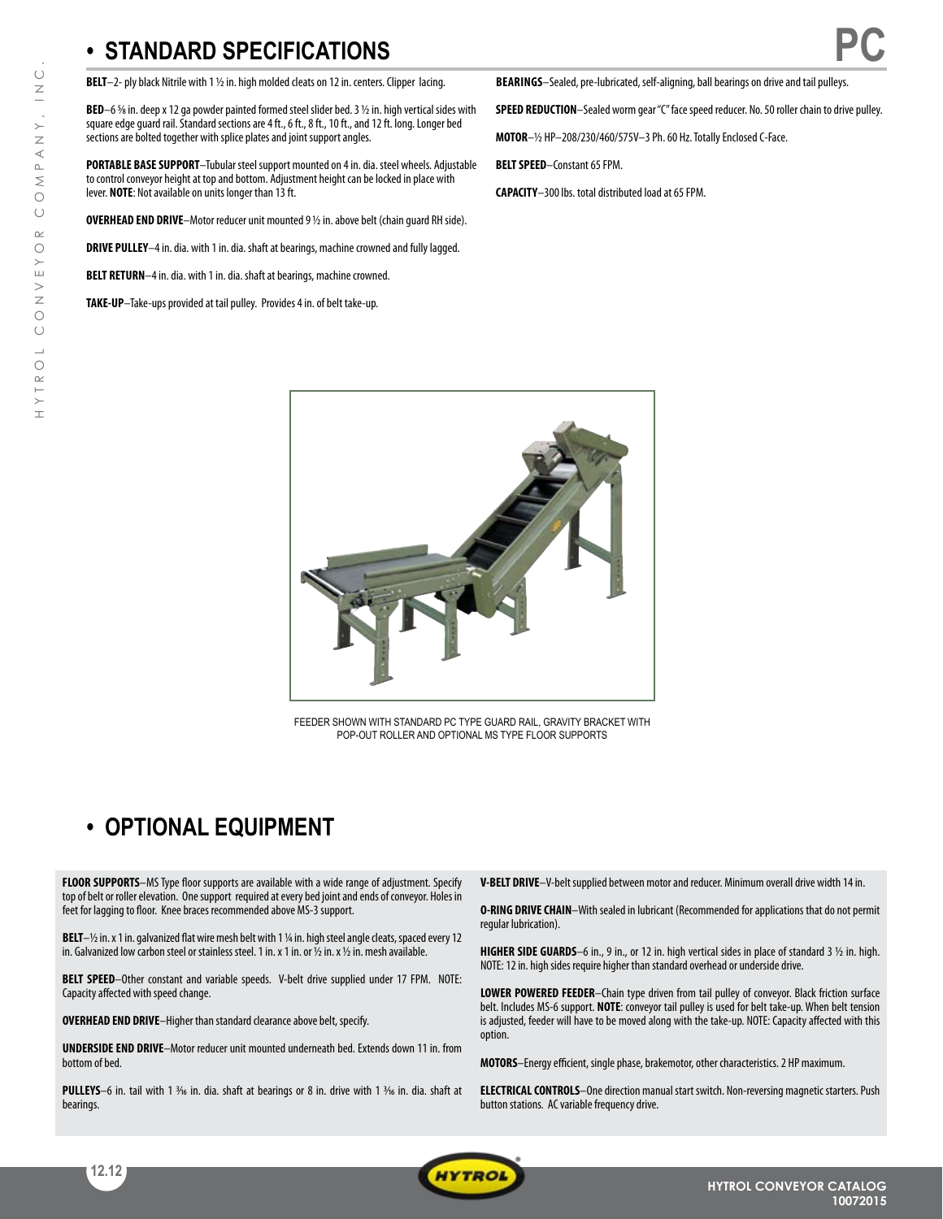# • STANDARD SPECIFICATIONS

**PC**

**BELT**–2- ply black Nitrile with 1 ½ in. high molded cleats on 12 in. centers. Clipper lacing.

**BED**–6 ⅝ in. deep x 12 ga powder painted formed steel slider bed. 3 ½ in. high vertical sides with square edge guard rail. Standard sections are 4 ft., 6 ft., 8 ft., 10 ft., and 12 ft. long. Longer bed sections are bolted together with splice plates and joint support angles.

**PORTABLE BASE SUPPORT**–Tubular steel support mounted on 4 in. dia. steel wheels. Adjustable to control conveyor height at top and bottom. Adjustment height can be locked in place with lever. **NOTE**: Not available on units longer than 13 ft.

**OVERHEAD END DRIVE**–Motor reducer unit mounted 9 ½ in. above belt (chain guard RH side).

**DRIVE PULLEY**–4 in. dia. with 1 in. dia. shaft at bearings, machine crowned and fully lagged.

**BELT RETURN**–4 in. dia. with 1 in. dia. shaft at bearings, machine crowned.

**TAKE-UP**–Take-ups provided at tail pulley. Provides 4 in. of belt take-up.

**BEARINGS**–Sealed, pre-lubricated, self-aligning, ball bearings on drive and tail pulleys.

**SPEED REDUCTION**–Sealed worm gear "C" face speed reducer. No. 50 roller chain to drive pulley.

**MOTOR**–½ HP–208/230/460/575V–3 Ph. 60 Hz. Totally Enclosed C-Face.

**BELT SPEED**–Constant 65 FPM.

**CAPACITY**–300 lbs. total distributed load at 65 FPM.

FEEDER SHOWN WITH STANDARD PC TYPE GUARD RAIL, GRAVITY BRACKET WITH POP-OUT ROLLER AND OPTIONAL MS TYPE FLOOR SUPPORTS

# • OPTIONAL EQUIPMENT

**FLOOR SUPPORTS**–MS Type floor supports are available with a wide range of adjustment. Specify top of belt or roller elevation. One support required at every bed joint and ends of conveyor. Holes in feet for lagging to floor. Knee braces recommended above MS-3 support.

**BELT**–½ in. x 1 in. galvanized flat wire mesh belt with 1 ¼ in. high steel angle cleats, spaced every 12 in. Galvanized low carbon steel or stainless steel. 1 in. x 1 in. or ½ in. x ½ in. mesh available.

**BELT SPEED**–Other constant and variable speeds. V-belt drive supplied under 17 FPM. NOTE: Capacity affected with speed change.

**OVERHEAD END DRIVE**–Higher than standard clearance above belt, specify.

**UNDERSIDE END DRIVE**–Motor reducer unit mounted underneath bed. Extends down 11 in. from bottom of bed.

**PULLEYS**–6 in. tail with 1 ³⁄₁₆ in. dia. shaft at bearings or 8 in. drive with 1 ³⁄₁₆ in. dia. shaft at bearings.

**V-BELT DRIVE**–V-belt supplied between motor and reducer. Minimum overall drive width 14 in.

**O-RING DRIVE CHAIN**–With sealed in lubricant (Recommended for applications that do not permit regular lubrication).

**HIGHER SIDE GUARDS**–6 in., 9 in., or 12 in. high vertical sides in place of standard 3 ½ in. high. NOTE: 12 in. high sides require higher than standard overhead or underside drive.

**LOWER POWERED FEEDER**–Chain type driven from tail pulley of conveyor. Black friction surface belt. Includes MS-6 support. **NOTE**: conveyor tail pulley is used for belt take-up. When belt tension is adjusted, feeder will have to be moved along with the take-up. NOTE: Capacity affected with this option.

**MOTORS**–Energy efficient, single phase, brakemotor, other characteristics. 2 HP maximum.

**ELECTRICAL CONTROLS**–One direction manual start switch. Non-reversing magnetic starters. Push button stations. AC variable frequency drive.